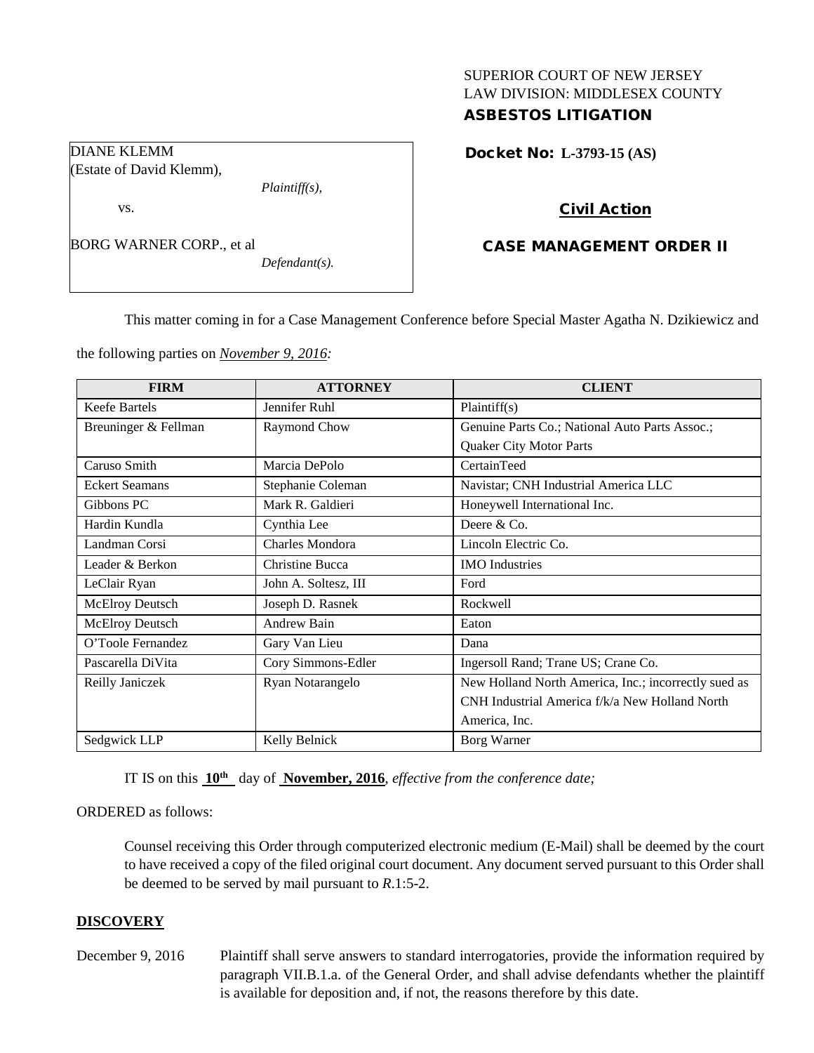SUPERIOR COURT OF NEW JERSEY
LAW DIVISION: MIDDLESEX COUNTY

**ASBESTOS LITIGATION**

DIANE KLEMM
(Estate of David Klemm),

*Plaintiff(s),*

vs.

BORG WARNER CORP., et al

*Defendant(s).*

**Docket No: L-3793-15 (AS)**

**Civil Action**

**CASE MANAGEMENT ORDER II**

This matter coming in for a Case Management Conference before Special Master Agatha N. Dzikiewicz and the following parties on *November 9, 2016:*

| FIRM | ATTORNEY | CLIENT |
|---|---|---|
| Keefe Bartels | Jennifer Ruhl | Plaintiff(s) |
| Breuninger & Fellman | Raymond Chow | Genuine Parts Co.; National Auto Parts Assoc.; Quaker City Motor Parts |
| Caruso Smith | Marcia DePolo | CertainTeed |
| Eckert Seamans | Stephanie Coleman | Navistar; CNH Industrial America LLC |
| Gibbons PC | Mark R. Galdieri | Honeywell International Inc. |
| Hardin Kundla | Cynthia Lee | Deere & Co. |
| Landman Corsi | Charles Mondora | Lincoln Electric Co. |
| Leader & Berkon | Christine Bucca | IMO Industries |
| LeClair Ryan | John A. Soltesz, III | Ford |
| McElroy Deutsch | Joseph D. Rasnek | Rockwell |
| McElroy Deutsch | Andrew Bain | Eaton |
| O'Toole Fernandez | Gary Van Lieu | Dana |
| Pascarella DiVita | Cory Simmons-Edler | Ingersoll Rand; Trane US; Crane Co. |
| Reilly Janiczek | Ryan Notarangelo | New Holland North America, Inc.; incorrectly sued as CNH Industrial America f/k/a New Holland North America, Inc. |
| Sedgwick LLP | Kelly Belnick | Borg Warner |

IT IS on this **10th** day of **November, 2016**, *effective from the conference date;*

ORDERED as follows:

Counsel receiving this Order through computerized electronic medium (E-Mail) shall be deemed by the court to have received a copy of the filed original court document. Any document served pursuant to this Order shall be deemed to be served by mail pursuant to *R*.1:5-2.

## DISCOVERY

December 9, 2016 Plaintiff shall serve answers to standard interrogatories, provide the information required by paragraph VII.B.1.a. of the General Order, and shall advise defendants whether the plaintiff is available for deposition and, if not, the reasons therefore by this date.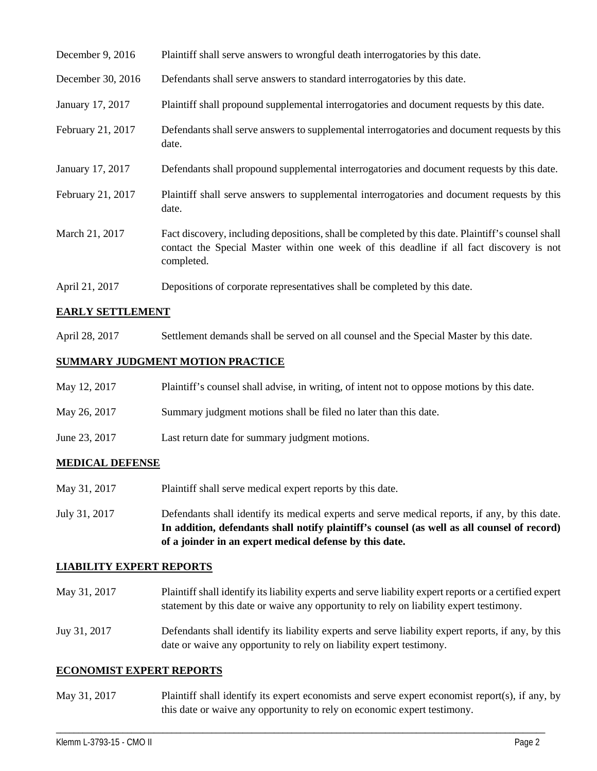| | |
|---|---|
| December 9, 2016 | Plaintiff shall serve answers to wrongful death interrogatories by this date. |
| December 30, 2016 | Defendants shall serve answers to standard interrogatories by this date. |
| January 17, 2017 | Plaintiff shall propound supplemental interrogatories and document requests by this date. |
| February 21, 2017 | Defendants shall serve answers to supplemental interrogatories and document requests by this date. |
| January 17, 2017 | Defendants shall propound supplemental interrogatories and document requests by this date. |
| February 21, 2017 | Plaintiff shall serve answers to supplemental interrogatories and document requests by this date. |
| March 21, 2017 | Fact discovery, including depositions, shall be completed by this date. Plaintiff's counsel shall contact the Special Master within one week of this deadline if all fact discovery is not completed. |
| April 21, 2017 | Depositions of corporate representatives shall be completed by this date. |

## EARLY SETTLEMENT

| | |
|---|---|
| April 28, 2017 | Settlement demands shall be served on all counsel and the Special Master by this date. |

## SUMMARY JUDGMENT MOTION PRACTICE

| | |
|---|---|
| May 12, 2017 | Plaintiff's counsel shall advise, in writing, of intent not to oppose motions by this date. |
| May 26, 2017 | Summary judgment motions shall be filed no later than this date. |
| June 23, 2017 | Last return date for summary judgment motions. |

## MEDICAL DEFENSE

| | |
|---|---|
| May 31, 2017 | Plaintiff shall serve medical expert reports by this date. |
| July 31, 2017 | Defendants shall identify its medical experts and serve medical reports, if any, by this date. **In addition, defendants shall notify plaintiff's counsel (as well as all counsel of record) of a joinder in an expert medical defense by this date.** |

## LIABILITY EXPERT REPORTS

| | |
|---|---|
| May 31, 2017 | Plaintiff shall identify its liability experts and serve liability expert reports or a certified expert statement by this date or waive any opportunity to rely on liability expert testimony. |
| Juy 31, 2017 | Defendants shall identify its liability experts and serve liability expert reports, if any, by this date or waive any opportunity to rely on liability expert testimony. |

## ECONOMIST EXPERT REPORTS

| | |
|---|---|
| May 31, 2017 | Plaintiff shall identify its expert economists and serve expert economist report(s), if any, by this date or waive any opportunity to rely on economic expert testimony. |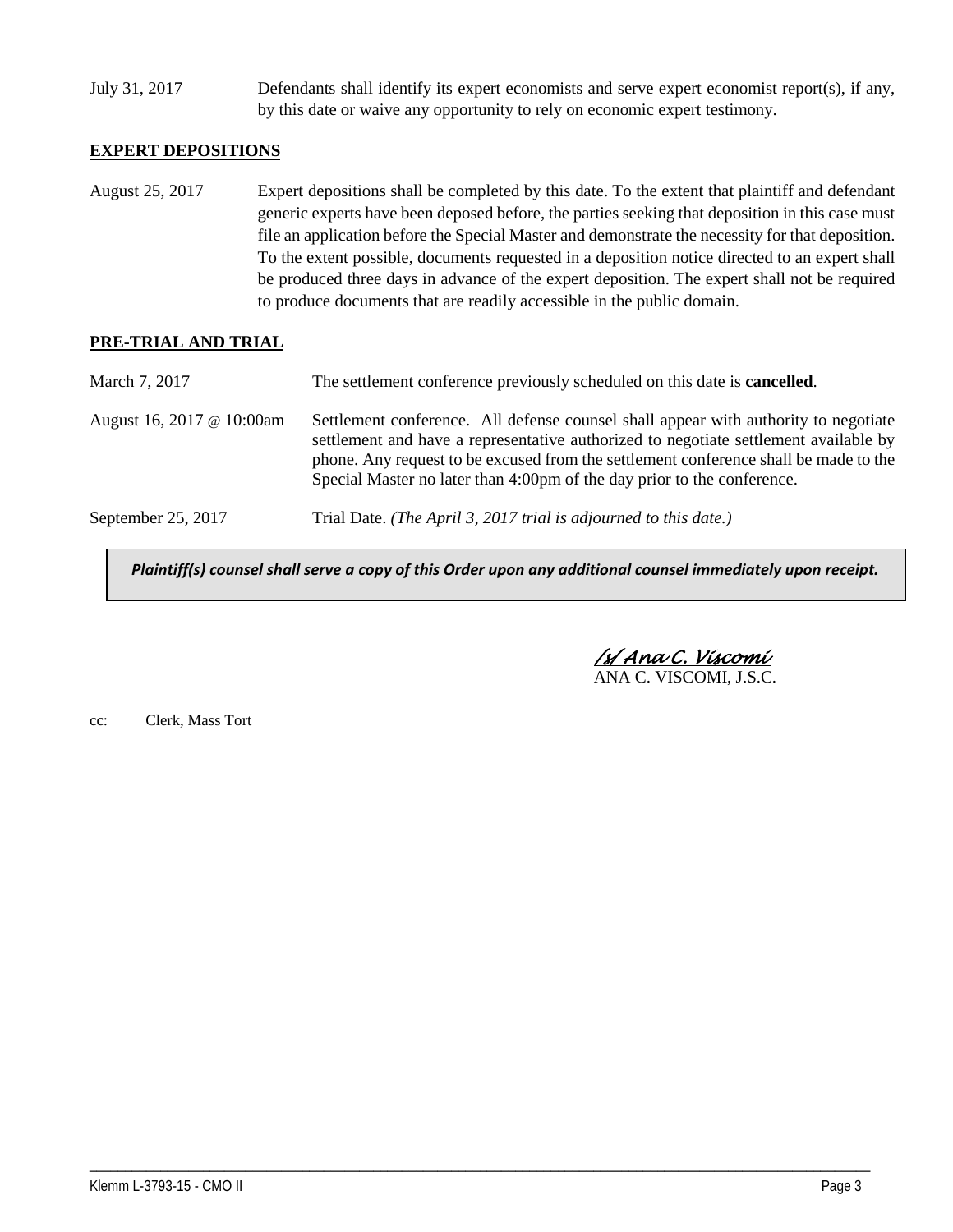| | |
|---|---|
| July 31, 2017 | Defendants shall identify its expert economists and serve expert economist report(s), if any, by this date or waive any opportunity to rely on economic expert testimony. |

**EXPERT DEPOSITIONS**

| | |
|---|---|
| August 25, 2017 | Expert depositions shall be completed by this date. To the extent that plaintiff and defendant generic experts have been deposed before, the parties seeking that deposition in this case must file an application before the Special Master and demonstrate the necessity for that deposition. To the extent possible, documents requested in a deposition notice directed to an expert shall be produced three days in advance of the expert deposition. The expert shall not be required to produce documents that are readily accessible in the public domain. |

**PRE-TRIAL AND TRIAL**

| | |
|---|---|
| March 7, 2017 | The settlement conference previously scheduled on this date is **cancelled**. |
| August 16, 2017 @ 10:00am | Settlement conference. All defense counsel shall appear with authority to negotiate settlement and have a representative authorized to negotiate settlement available by phone. Any request to be excused from the settlement conference shall be made to the Special Master no later than 4:00pm of the day prior to the conference. |
| September 25, 2017 | Trial Date. *(The April 3, 2017 trial is adjourned to this date.)* |

***Plaintiff(s) counsel shall serve a copy of this Order upon any additional counsel immediately upon receipt.***

*/s/ Ana C. Viscomi*
ANA C. VISCOMI, J.S.C.

cc: Clerk, Mass Tort